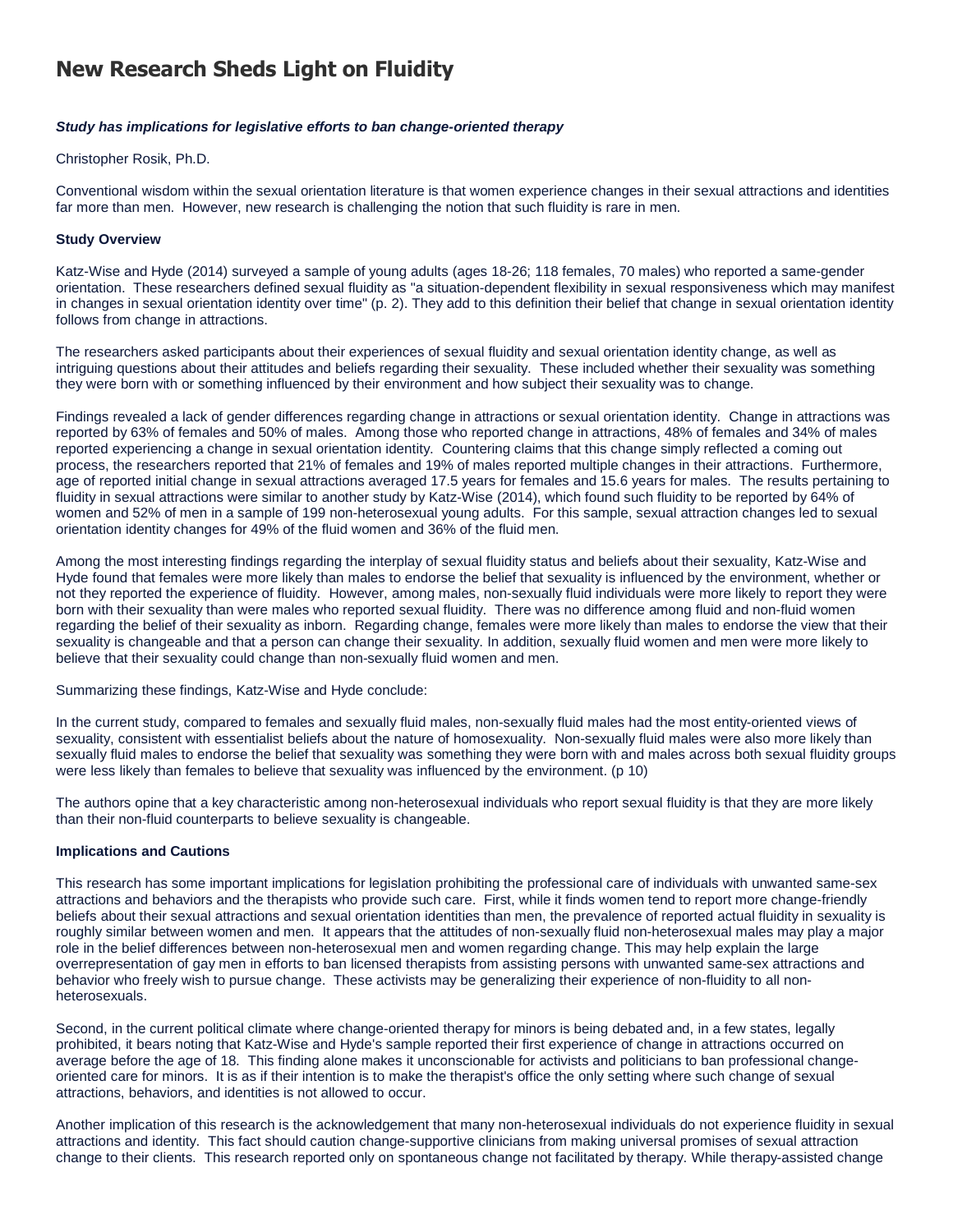# New Research Sheds Light on Fluidity

***Study has implications for legislative efforts to ban change-oriented therapy***

Christopher Rosik, Ph.D.

Conventional wisdom within the sexual orientation literature is that women experience changes in their sexual attractions and identities far more than men. However, new research is challenging the notion that such fluidity is rare in men.

**Study Overview**

Katz-Wise and Hyde (2014) surveyed a sample of young adults (ages 18-26; 118 females, 70 males) who reported a same-gender orientation. These researchers defined sexual fluidity as "a situation-dependent flexibility in sexual responsiveness which may manifest in changes in sexual orientation identity over time" (p. 2). They add to this definition their belief that change in sexual orientation identity follows from change in attractions.

The researchers asked participants about their experiences of sexual fluidity and sexual orientation identity change, as well as intriguing questions about their attitudes and beliefs regarding their sexuality. These included whether their sexuality was something they were born with or something influenced by their environment and how subject their sexuality was to change.

Findings revealed a lack of gender differences regarding change in attractions or sexual orientation identity. Change in attractions was reported by 63% of females and 50% of males. Among those who reported change in attractions, 48% of females and 34% of males reported experiencing a change in sexual orientation identity. Countering claims that this change simply reflected a coming out process, the researchers reported that 21% of females and 19% of males reported multiple changes in their attractions. Furthermore, age of reported initial change in sexual attractions averaged 17.5 years for females and 15.6 years for males. The results pertaining to fluidity in sexual attractions were similar to another study by Katz-Wise (2014), which found such fluidity to be reported by 64% of women and 52% of men in a sample of 199 non-heterosexual young adults. For this sample, sexual attraction changes led to sexual orientation identity changes for 49% of the fluid women and 36% of the fluid men.

Among the most interesting findings regarding the interplay of sexual fluidity status and beliefs about their sexuality, Katz-Wise and Hyde found that females were more likely than males to endorse the belief that sexuality is influenced by the environment, whether or not they reported the experience of fluidity. However, among males, non-sexually fluid individuals were more likely to report they were born with their sexuality than were males who reported sexual fluidity. There was no difference among fluid and non-fluid women regarding the belief of their sexuality as inborn. Regarding change, females were more likely than males to endorse the view that their sexuality is changeable and that a person can change their sexuality. In addition, sexually fluid women and men were more likely to believe that their sexuality could change than non-sexually fluid women and men.

Summarizing these findings, Katz-Wise and Hyde conclude:

In the current study, compared to females and sexually fluid males, non-sexually fluid males had the most entity-oriented views of sexuality, consistent with essentialist beliefs about the nature of homosexuality. Non-sexually fluid males were also more likely than sexually fluid males to endorse the belief that sexuality was something they were born with and males across both sexual fluidity groups were less likely than females to believe that sexuality was influenced by the environment. (p 10)

The authors opine that a key characteristic among non-heterosexual individuals who report sexual fluidity is that they are more likely than their non-fluid counterparts to believe sexuality is changeable.

**Implications and Cautions**

This research has some important implications for legislation prohibiting the professional care of individuals with unwanted same-sex attractions and behaviors and the therapists who provide such care. First, while it finds women tend to report more change-friendly beliefs about their sexual attractions and sexual orientation identities than men, the prevalence of reported actual fluidity in sexuality is roughly similar between women and men. It appears that the attitudes of non-sexually fluid non-heterosexual males may play a major role in the belief differences between non-heterosexual men and women regarding change. This may help explain the large overrepresentation of gay men in efforts to ban licensed therapists from assisting persons with unwanted same-sex attractions and behavior who freely wish to pursue change. These activists may be generalizing their experience of non-fluidity to all non-heterosexuals.

Second, in the current political climate where change-oriented therapy for minors is being debated and, in a few states, legally prohibited, it bears noting that Katz-Wise and Hyde's sample reported their first experience of change in attractions occurred on average before the age of 18. This finding alone makes it unconscionable for activists and politicians to ban professional change-oriented care for minors. It is as if their intention is to make the therapist's office the only setting where such change of sexual attractions, behaviors, and identities is not allowed to occur.

Another implication of this research is the acknowledgement that many non-heterosexual individuals do not experience fluidity in sexual attractions and identity. This fact should caution change-supportive clinicians from making universal promises of sexual attraction change to their clients. This research reported only on spontaneous change not facilitated by therapy. While therapy-assisted change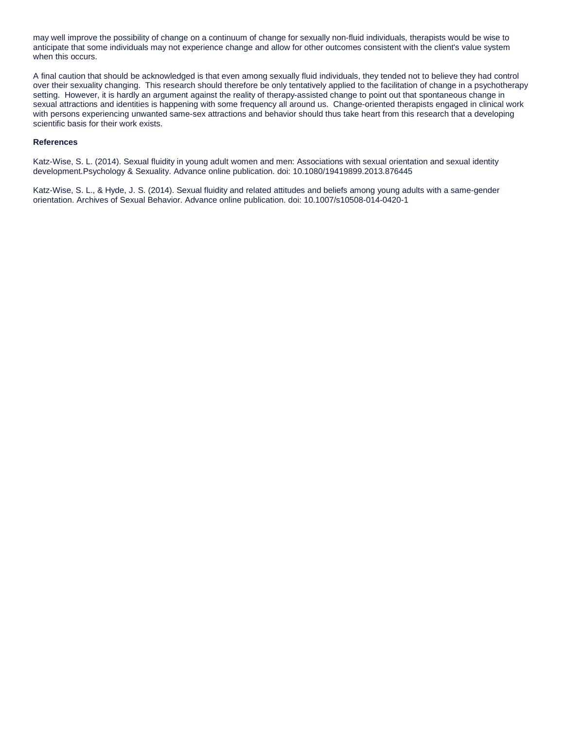may well improve the possibility of change on a continuum of change for sexually non-fluid individuals, therapists would be wise to anticipate that some individuals may not experience change and allow for other outcomes consistent with the client's value system when this occurs.

A final caution that should be acknowledged is that even among sexually fluid individuals, they tended not to believe they had control over their sexuality changing. This research should therefore be only tentatively applied to the facilitation of change in a psychotherapy setting. However, it is hardly an argument against the reality of therapy-assisted change to point out that spontaneous change in sexual attractions and identities is happening with some frequency all around us. Change-oriented therapists engaged in clinical work with persons experiencing unwanted same-sex attractions and behavior should thus take heart from this research that a developing scientific basis for their work exists.

**References**

Katz-Wise, S. L. (2014). Sexual fluidity in young adult women and men: Associations with sexual orientation and sexual identity development.Psychology & Sexuality. Advance online publication. doi: 10.1080/19419899.2013.876445

Katz-Wise, S. L., & Hyde, J. S. (2014). Sexual fluidity and related attitudes and beliefs among young adults with a same-gender orientation. Archives of Sexual Behavior. Advance online publication. doi: 10.1007/s10508-014-0420-1